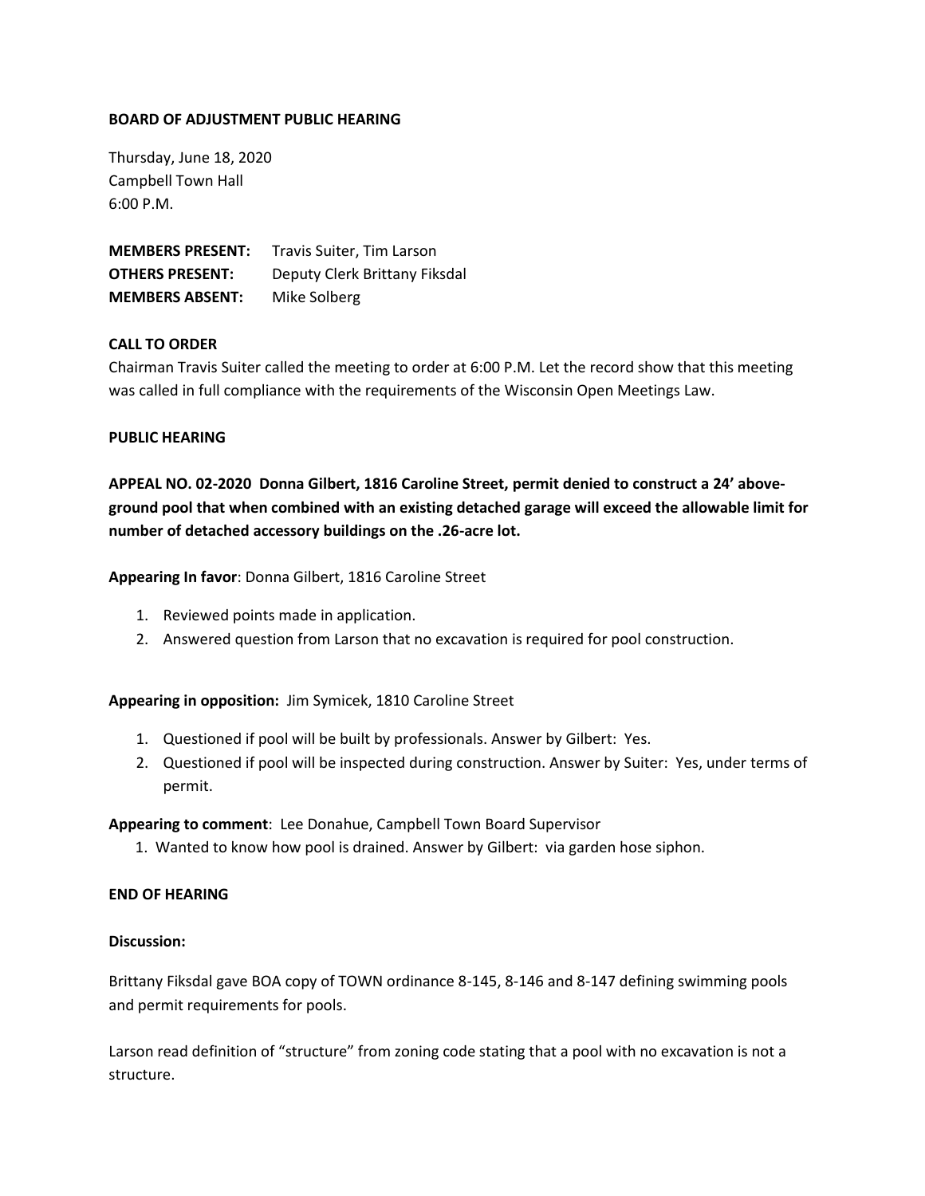**BOARD OF ADJUSTMENT PUBLIC HEARING**

Thursday, June 18, 2020
Campbell Town Hall
6:00 P.M.

**MEMBERS PRESENT:** Travis Suiter, Tim Larson
**OTHERS PRESENT:** Deputy Clerk Brittany Fiksdal
**MEMBERS ABSENT:** Mike Solberg

**CALL TO ORDER**

Chairman Travis Suiter called the meeting to order at 6:00 P.M. Let the record show that this meeting was called in full compliance with the requirements of the Wisconsin Open Meetings Law.

**PUBLIC HEARING**

**APPEAL NO. 02-2020 Donna Gilbert, 1816 Caroline Street, permit denied to construct a 24' above-ground pool that when combined with an existing detached garage will exceed the allowable limit for number of detached accessory buildings on the .26-acre lot.**

**Appearing In favor**: Donna Gilbert, 1816 Caroline Street

1. Reviewed points made in application.
2. Answered question from Larson that no excavation is required for pool construction.

**Appearing in opposition:** Jim Symicek, 1810 Caroline Street

1. Questioned if pool will be built by professionals. Answer by Gilbert: Yes.
2. Questioned if pool will be inspected during construction. Answer by Suiter: Yes, under terms of permit.

**Appearing to comment**: Lee Donahue, Campbell Town Board Supervisor

1. Wanted to know how pool is drained. Answer by Gilbert: via garden hose siphon.

**END OF HEARING**

**Discussion:**

Brittany Fiksdal gave BOA copy of TOWN ordinance 8-145, 8-146 and 8-147 defining swimming pools and permit requirements for pools.

Larson read definition of "structure" from zoning code stating that a pool with no excavation is not a structure.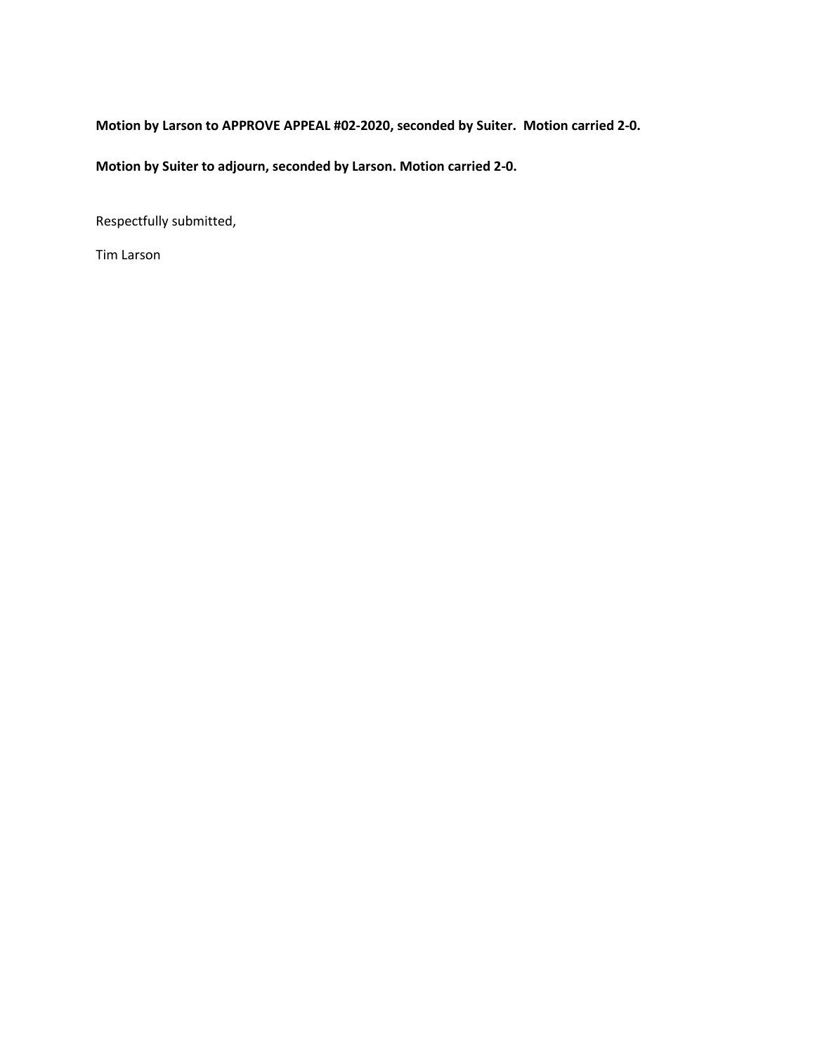**Motion by Larson to APPROVE APPEAL #02-2020, seconded by Suiter. Motion carried 2-0.**

**Motion by Suiter to adjourn, seconded by Larson. Motion carried 2-0.**

Respectfully submitted,

Tim Larson